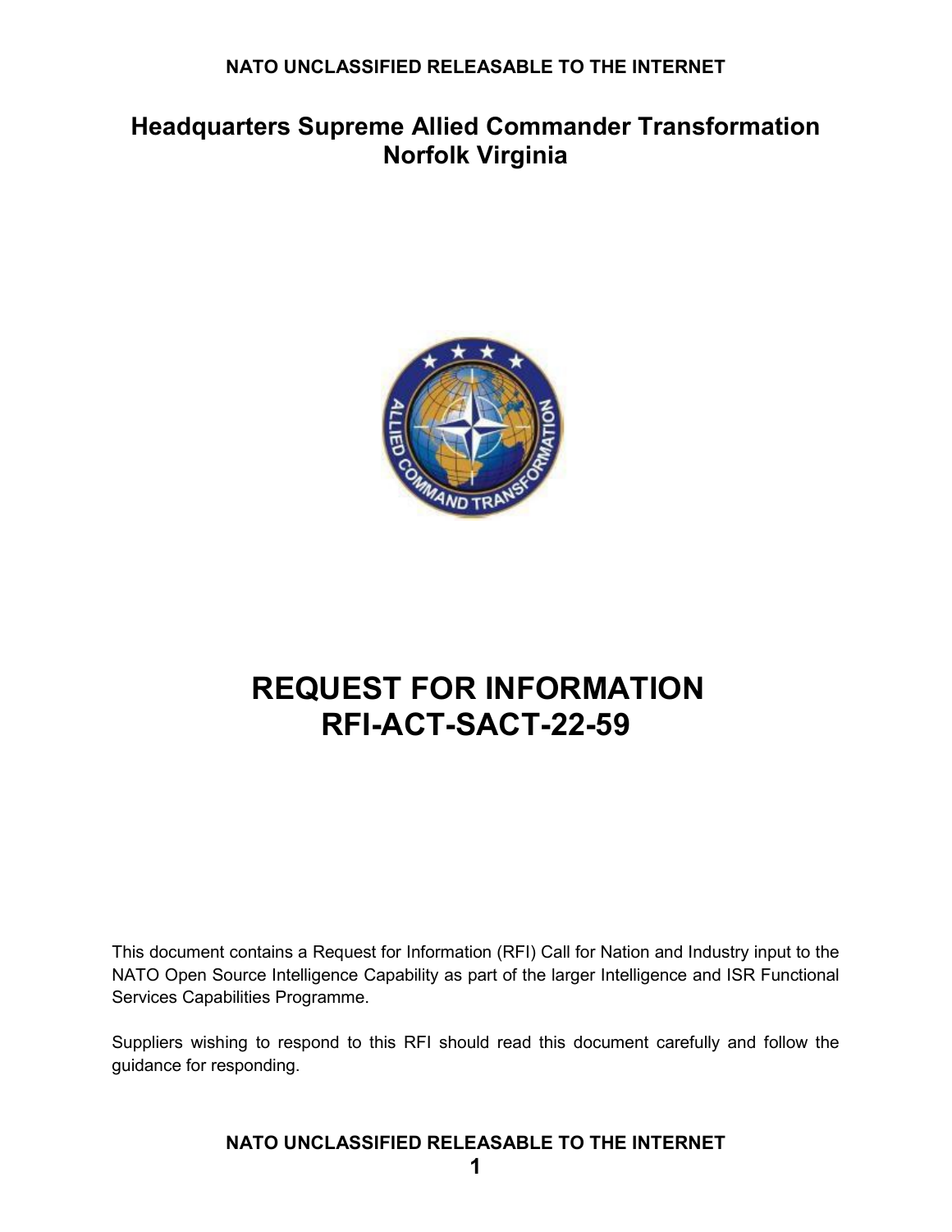# Headquarters Supreme Allied Commander Transformation Norfolk Virginia

# REQUEST FOR INFORMATION RFI-ACT-SACT-22-59

This document contains a Request for Information (RFI) Call for Nation and Industry input to the NATO Open Source Intelligence Capability as part of the larger Intelligence and ISR Functional Services Capabilities Programme.

Suppliers wishing to respond to this RFI should read this document carefully and follow the guidance for responding.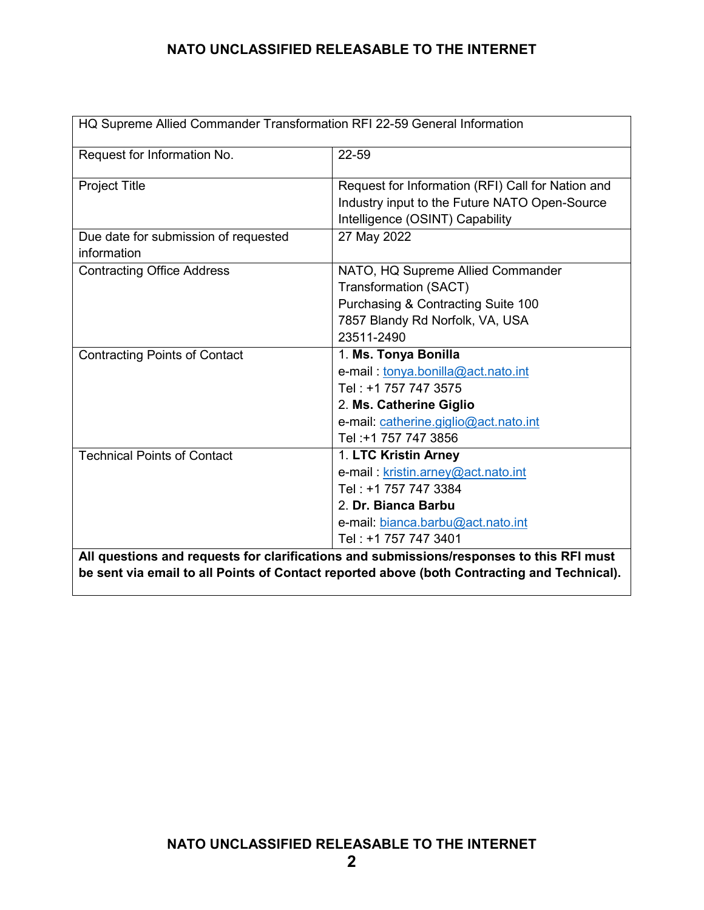| HQ Supreme Allied Commander Transformation RFI 22-59 General Information | |
|---|---|
| Request for Information No. | 22-59 |
| Project Title | Request for Information (RFI) Call for Nation and Industry input to the Future NATO Open-Source Intelligence (OSINT) Capability |
| Due date for submission of requested information | 27 May 2022 |
| Contracting Office Address | NATO, HQ Supreme Allied Commander Transformation (SACT)<br>Purchasing & Contracting Suite 100<br>7857 Blandy Rd Norfolk, VA, USA<br>23511-2490 |
| Contracting Points of Contact | 1. **Ms. Tonya Bonilla**<br>e-mail : tonya.bonilla@act.nato.int<br>Tel : +1 757 747 3575<br>2. **Ms. Catherine Giglio**<br>e-mail: catherine.giglio@act.nato.int<br>Tel :+1 757 747 3856 |
| Technical Points of Contact | 1. **LTC Kristin Arney**<br>e-mail : kristin.arney@act.nato.int<br>Tel : +1 757 747 3384<br>2. **Dr. Bianca Barbu**<br>e-mail: bianca.barbu@act.nato.int<br>Tel : +1 757 747 3401 |
| **All questions and requests for clarifications and submissions/responses to this RFI must be sent via email to all Points of Contact reported above (both Contracting and Technical).** | |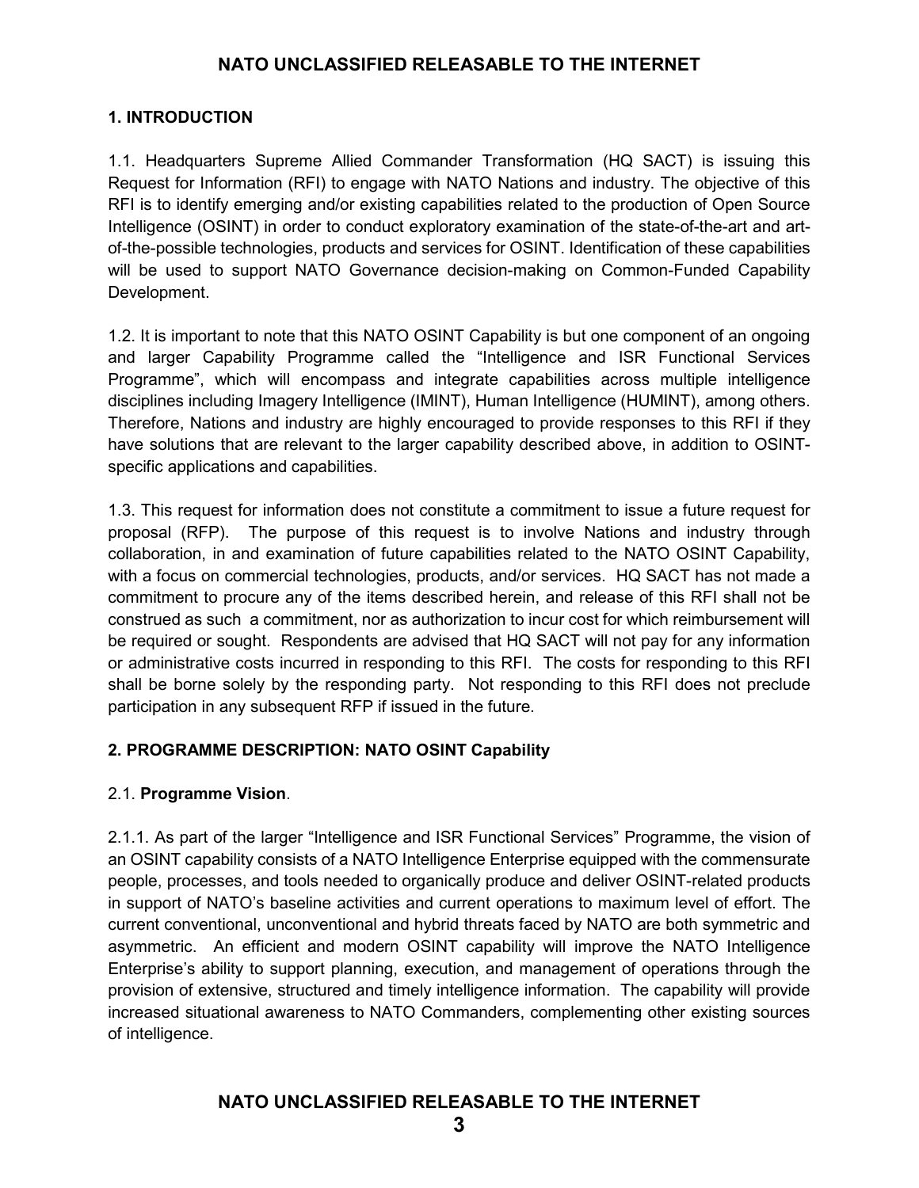## 1. INTRODUCTION

1.1. Headquarters Supreme Allied Commander Transformation (HQ SACT) is issuing this Request for Information (RFI) to engage with NATO Nations and industry. The objective of this RFI is to identify emerging and/or existing capabilities related to the production of Open Source Intelligence (OSINT) in order to conduct exploratory examination of the state-of-the-art and art-of-the-possible technologies, products and services for OSINT. Identification of these capabilities will be used to support NATO Governance decision-making on Common-Funded Capability Development.

1.2. It is important to note that this NATO OSINT Capability is but one component of an ongoing and larger Capability Programme called the "Intelligence and ISR Functional Services Programme", which will encompass and integrate capabilities across multiple intelligence disciplines including Imagery Intelligence (IMINT), Human Intelligence (HUMINT), among others. Therefore, Nations and industry are highly encouraged to provide responses to this RFI if they have solutions that are relevant to the larger capability described above, in addition to OSINT-specific applications and capabilities.

1.3. This request for information does not constitute a commitment to issue a future request for proposal (RFP). The purpose of this request is to involve Nations and industry through collaboration, in and examination of future capabilities related to the NATO OSINT Capability, with a focus on commercial technologies, products, and/or services. HQ SACT has not made a commitment to procure any of the items described herein, and release of this RFI shall not be construed as such a commitment, nor as authorization to incur cost for which reimbursement will be required or sought. Respondents are advised that HQ SACT will not pay for any information or administrative costs incurred in responding to this RFI. The costs for responding to this RFI shall be borne solely by the responding party. Not responding to this RFI does not preclude participation in any subsequent RFP if issued in the future.

## 2. PROGRAMME DESCRIPTION: NATO OSINT Capability

2.1. **Programme Vision**.

2.1.1. As part of the larger "Intelligence and ISR Functional Services" Programme, the vision of an OSINT capability consists of a NATO Intelligence Enterprise equipped with the commensurate people, processes, and tools needed to organically produce and deliver OSINT-related products in support of NATO's baseline activities and current operations to maximum level of effort. The current conventional, unconventional and hybrid threats faced by NATO are both symmetric and asymmetric. An efficient and modern OSINT capability will improve the NATO Intelligence Enterprise's ability to support planning, execution, and management of operations through the provision of extensive, structured and timely intelligence information. The capability will provide increased situational awareness to NATO Commanders, complementing other existing sources of intelligence.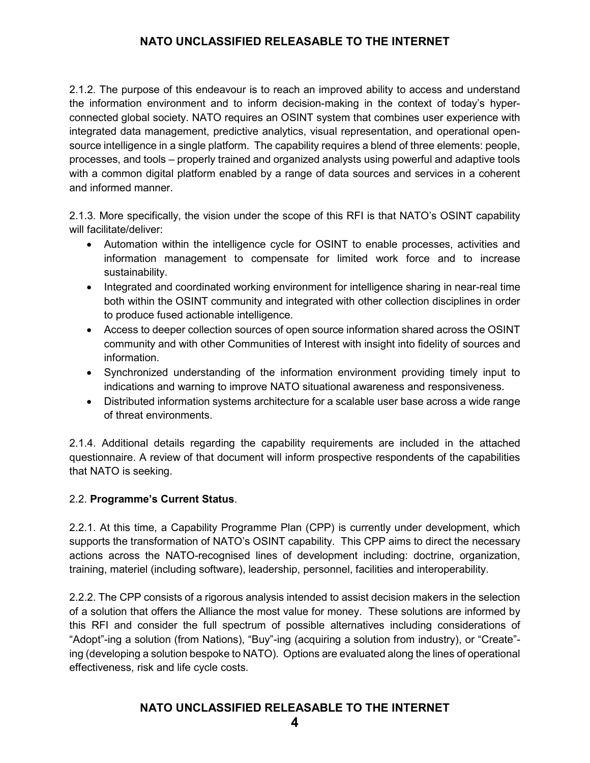2.1.2. The purpose of this endeavour is to reach an improved ability to access and understand the information environment and to inform decision-making in the context of today's hyper-connected global society. NATO requires an OSINT system that combines user experience with integrated data management, predictive analytics, visual representation, and operational open-source intelligence in a single platform. The capability requires a blend of three elements: people, processes, and tools – properly trained and organized analysts using powerful and adaptive tools with a common digital platform enabled by a range of data sources and services in a coherent and informed manner.

2.1.3. More specifically, the vision under the scope of this RFI is that NATO's OSINT capability will facilitate/deliver:

- Automation within the intelligence cycle for OSINT to enable processes, activities and information management to compensate for limited work force and to increase sustainability.
- Integrated and coordinated working environment for intelligence sharing in near-real time both within the OSINT community and integrated with other collection disciplines in order to produce fused actionable intelligence.
- Access to deeper collection sources of open source information shared across the OSINT community and with other Communities of Interest with insight into fidelity of sources and information.
- Synchronized understanding of the information environment providing timely input to indications and warning to improve NATO situational awareness and responsiveness.
- Distributed information systems architecture for a scalable user base across a wide range of threat environments.

2.1.4. Additional details regarding the capability requirements are included in the attached questionnaire. A review of that document will inform prospective respondents of the capabilities that NATO is seeking.

2.2. **Programme's Current Status**.

2.2.1. At this time, a Capability Programme Plan (CPP) is currently under development, which supports the transformation of NATO's OSINT capability. This CPP aims to direct the necessary actions across the NATO-recognised lines of development including: doctrine, organization, training, materiel (including software), leadership, personnel, facilities and interoperability.

2.2.2. The CPP consists of a rigorous analysis intended to assist decision makers in the selection of a solution that offers the Alliance the most value for money. These solutions are informed by this RFI and consider the full spectrum of possible alternatives including considerations of "Adopt"-ing a solution (from Nations), "Buy"-ing (acquiring a solution from industry), or "Create"-ing (developing a solution bespoke to NATO). Options are evaluated along the lines of operational effectiveness, risk and life cycle costs.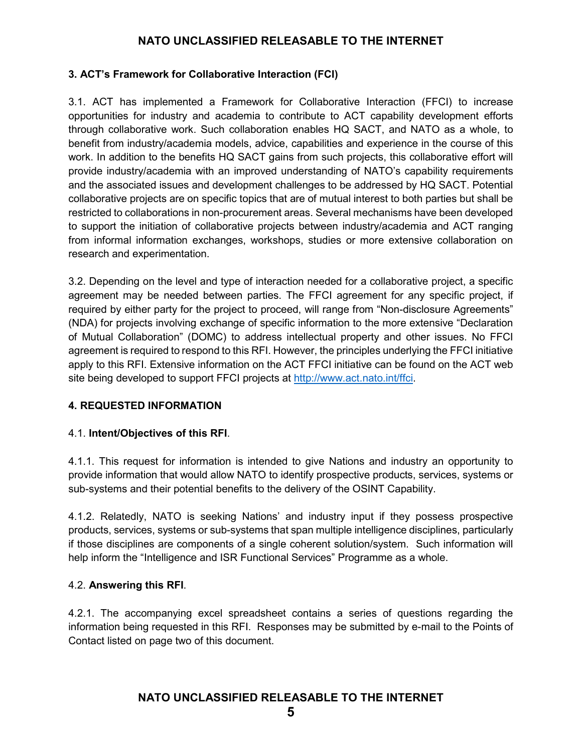### 3. ACT's Framework for Collaborative Interaction (FCI)

3.1. ACT has implemented a Framework for Collaborative Interaction (FFCI) to increase opportunities for industry and academia to contribute to ACT capability development efforts through collaborative work. Such collaboration enables HQ SACT, and NATO as a whole, to benefit from industry/academia models, advice, capabilities and experience in the course of this work. In addition to the benefits HQ SACT gains from such projects, this collaborative effort will provide industry/academia with an improved understanding of NATO's capability requirements and the associated issues and development challenges to be addressed by HQ SACT. Potential collaborative projects are on specific topics that are of mutual interest to both parties but shall be restricted to collaborations in non-procurement areas. Several mechanisms have been developed to support the initiation of collaborative projects between industry/academia and ACT ranging from informal information exchanges, workshops, studies or more extensive collaboration on research and experimentation.

3.2. Depending on the level and type of interaction needed for a collaborative project, a specific agreement may be needed between parties. The FFCI agreement for any specific project, if required by either party for the project to proceed, will range from "Non-disclosure Agreements" (NDA) for projects involving exchange of specific information to the more extensive "Declaration of Mutual Collaboration" (DOMC) to address intellectual property and other issues. No FFCI agreement is required to respond to this RFI. However, the principles underlying the FFCI initiative apply to this RFI. Extensive information on the ACT FFCI initiative can be found on the ACT web site being developed to support FFCI projects at http://www.act.nato.int/ffci.

### 4. REQUESTED INFORMATION

4.1. **Intent/Objectives of this RFI**.

4.1.1. This request for information is intended to give Nations and industry an opportunity to provide information that would allow NATO to identify prospective products, services, systems or sub-systems and their potential benefits to the delivery of the OSINT Capability.

4.1.2. Relatedly, NATO is seeking Nations' and industry input if they possess prospective products, services, systems or sub-systems that span multiple intelligence disciplines, particularly if those disciplines are components of a single coherent solution/system. Such information will help inform the "Intelligence and ISR Functional Services" Programme as a whole.

4.2. **Answering this RFI**.

4.2.1. The accompanying excel spreadsheet contains a series of questions regarding the information being requested in this RFI. Responses may be submitted by e-mail to the Points of Contact listed on page two of this document.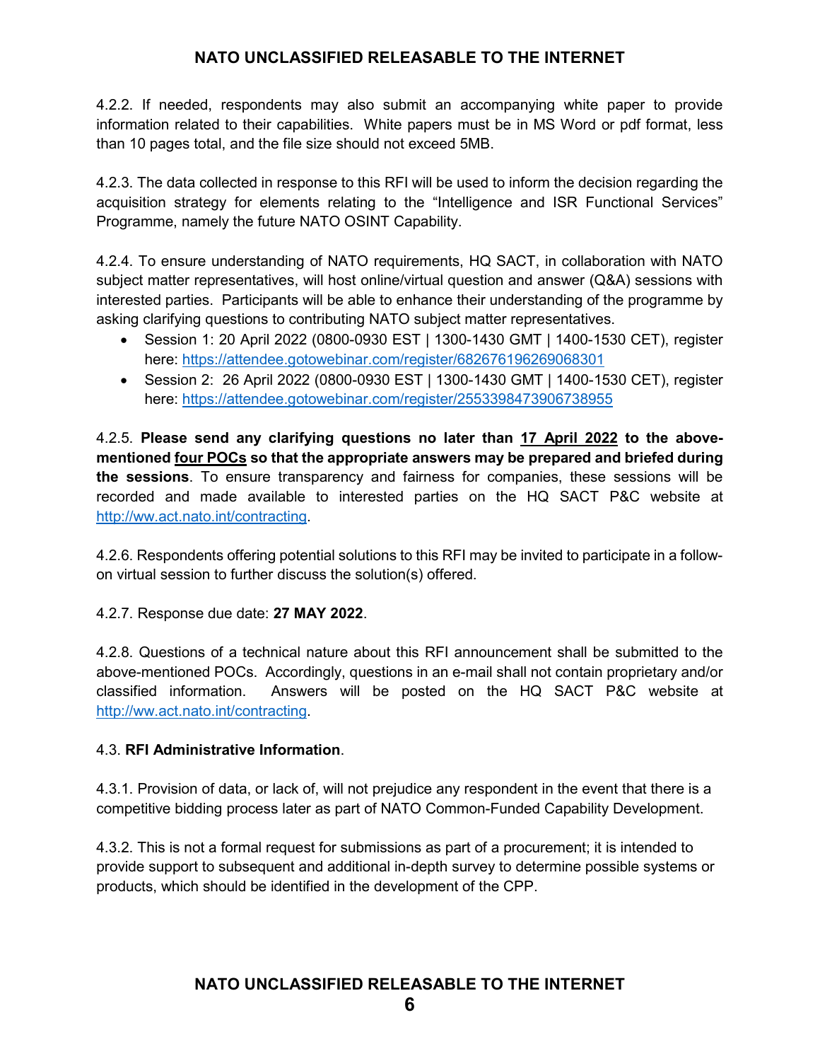4.2.2. If needed, respondents may also submit an accompanying white paper to provide information related to their capabilities. White papers must be in MS Word or pdf format, less than 10 pages total, and the file size should not exceed 5MB.

4.2.3. The data collected in response to this RFI will be used to inform the decision regarding the acquisition strategy for elements relating to the "Intelligence and ISR Functional Services" Programme, namely the future NATO OSINT Capability.

4.2.4. To ensure understanding of NATO requirements, HQ SACT, in collaboration with NATO subject matter representatives, will host online/virtual question and answer (Q&A) sessions with interested parties. Participants will be able to enhance their understanding of the programme by asking clarifying questions to contributing NATO subject matter representatives.

- Session 1: 20 April 2022 (0800-0930 EST | 1300-1430 GMT | 1400-1530 CET), register here: https://attendee.gotowebinar.com/register/682676196269068301
- Session 2: 26 April 2022 (0800-0930 EST | 1300-1430 GMT | 1400-1530 CET), register here: https://attendee.gotowebinar.com/register/2553398473906738955

4.2.5. **Please send any clarifying questions no later than <u>17 April 2022</u> to the above-mentioned <u>four POCs</u> so that the appropriate answers may be prepared and briefed during the sessions**. To ensure transparency and fairness for companies, these sessions will be recorded and made available to interested parties on the HQ SACT P&C website at http://ww.act.nato.int/contracting.

4.2.6. Respondents offering potential solutions to this RFI may be invited to participate in a follow-on virtual session to further discuss the solution(s) offered.

4.2.7. Response due date: **27 MAY 2022**.

4.2.8. Questions of a technical nature about this RFI announcement shall be submitted to the above-mentioned POCs. Accordingly, questions in an e-mail shall not contain proprietary and/or classified information. Answers will be posted on the HQ SACT P&C website at http://ww.act.nato.int/contracting.

4.3. **RFI Administrative Information**.

4.3.1. Provision of data, or lack of, will not prejudice any respondent in the event that there is a competitive bidding process later as part of NATO Common-Funded Capability Development.

4.3.2. This is not a formal request for submissions as part of a procurement; it is intended to provide support to subsequent and additional in-depth survey to determine possible systems or products, which should be identified in the development of the CPP.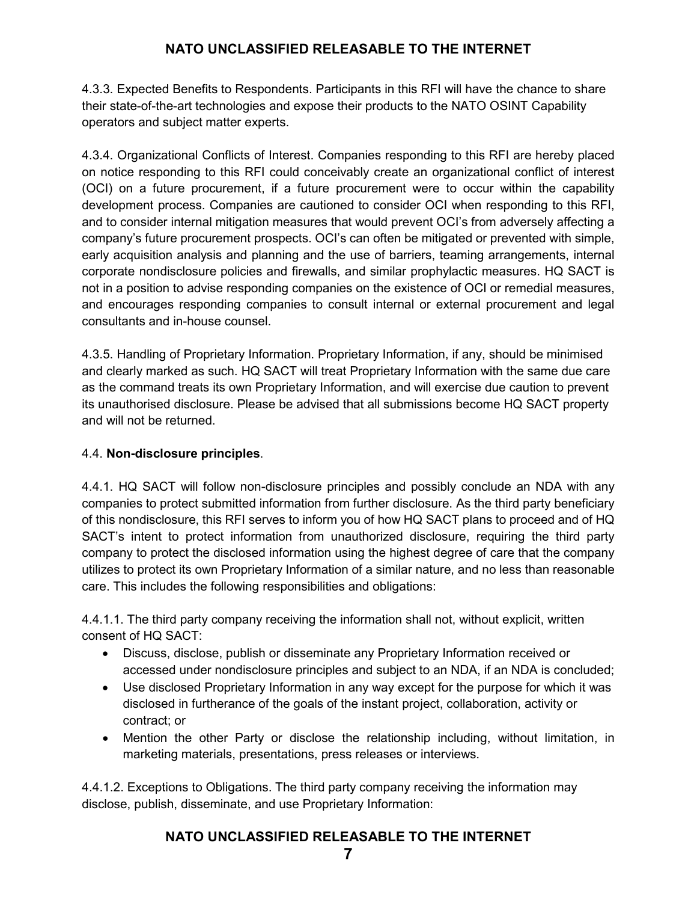4.3.3. Expected Benefits to Respondents. Participants in this RFI will have the chance to share their state-of-the-art technologies and expose their products to the NATO OSINT Capability operators and subject matter experts.

4.3.4. Organizational Conflicts of Interest. Companies responding to this RFI are hereby placed on notice responding to this RFI could conceivably create an organizational conflict of interest (OCI) on a future procurement, if a future procurement were to occur within the capability development process. Companies are cautioned to consider OCI when responding to this RFI, and to consider internal mitigation measures that would prevent OCI's from adversely affecting a company's future procurement prospects. OCI's can often be mitigated or prevented with simple, early acquisition analysis and planning and the use of barriers, teaming arrangements, internal corporate nondisclosure policies and firewalls, and similar prophylactic measures. HQ SACT is not in a position to advise responding companies on the existence of OCI or remedial measures, and encourages responding companies to consult internal or external procurement and legal consultants and in-house counsel.

4.3.5. Handling of Proprietary Information. Proprietary Information, if any, should be minimised and clearly marked as such. HQ SACT will treat Proprietary Information with the same due care as the command treats its own Proprietary Information, and will exercise due caution to prevent its unauthorised disclosure. Please be advised that all submissions become HQ SACT property and will not be returned.

4.4. **Non-disclosure principles**.

4.4.1. HQ SACT will follow non-disclosure principles and possibly conclude an NDA with any companies to protect submitted information from further disclosure. As the third party beneficiary of this nondisclosure, this RFI serves to inform you of how HQ SACT plans to proceed and of HQ SACT's intent to protect information from unauthorized disclosure, requiring the third party company to protect the disclosed information using the highest degree of care that the company utilizes to protect its own Proprietary Information of a similar nature, and no less than reasonable care. This includes the following responsibilities and obligations:

4.4.1.1. The third party company receiving the information shall not, without explicit, written consent of HQ SACT:

- Discuss, disclose, publish or disseminate any Proprietary Information received or accessed under nondisclosure principles and subject to an NDA, if an NDA is concluded;
- Use disclosed Proprietary Information in any way except for the purpose for which it was disclosed in furtherance of the goals of the instant project, collaboration, activity or contract; or
- Mention the other Party or disclose the relationship including, without limitation, in marketing materials, presentations, press releases or interviews.

4.4.1.2. Exceptions to Obligations. The third party company receiving the information may disclose, publish, disseminate, and use Proprietary Information: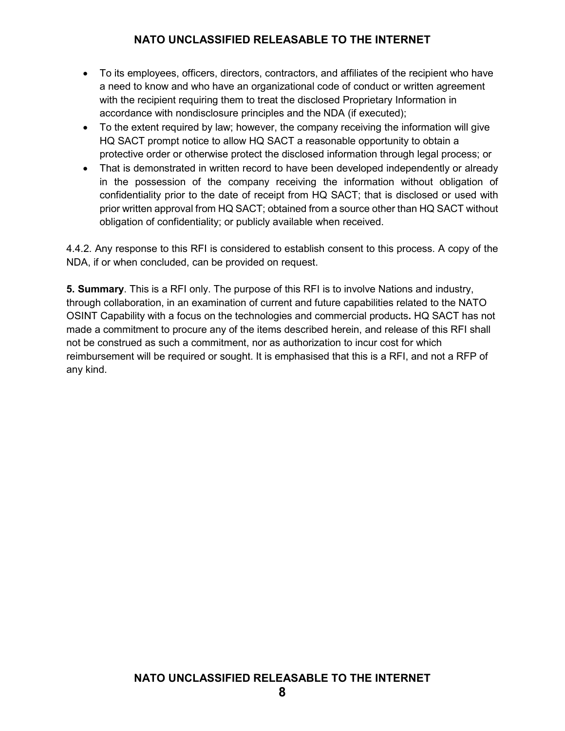- To its employees, officers, directors, contractors, and affiliates of the recipient who have a need to know and who have an organizational code of conduct or written agreement with the recipient requiring them to treat the disclosed Proprietary Information in accordance with nondisclosure principles and the NDA (if executed);
- To the extent required by law; however, the company receiving the information will give HQ SACT prompt notice to allow HQ SACT a reasonable opportunity to obtain a protective order or otherwise protect the disclosed information through legal process; or
- That is demonstrated in written record to have been developed independently or already in the possession of the company receiving the information without obligation of confidentiality prior to the date of receipt from HQ SACT; that is disclosed or used with prior written approval from HQ SACT; obtained from a source other than HQ SACT without obligation of confidentiality; or publicly available when received.

4.4.2. Any response to this RFI is considered to establish consent to this process. A copy of the NDA, if or when concluded, can be provided on request.

**5. Summary**. This is a RFI only. The purpose of this RFI is to involve Nations and industry, through collaboration, in an examination of current and future capabilities related to the NATO OSINT Capability with a focus on the technologies and commercial products**.** HQ SACT has not made a commitment to procure any of the items described herein, and release of this RFI shall not be construed as such a commitment, nor as authorization to incur cost for which reimbursement will be required or sought. It is emphasised that this is a RFI, and not a RFP of any kind.